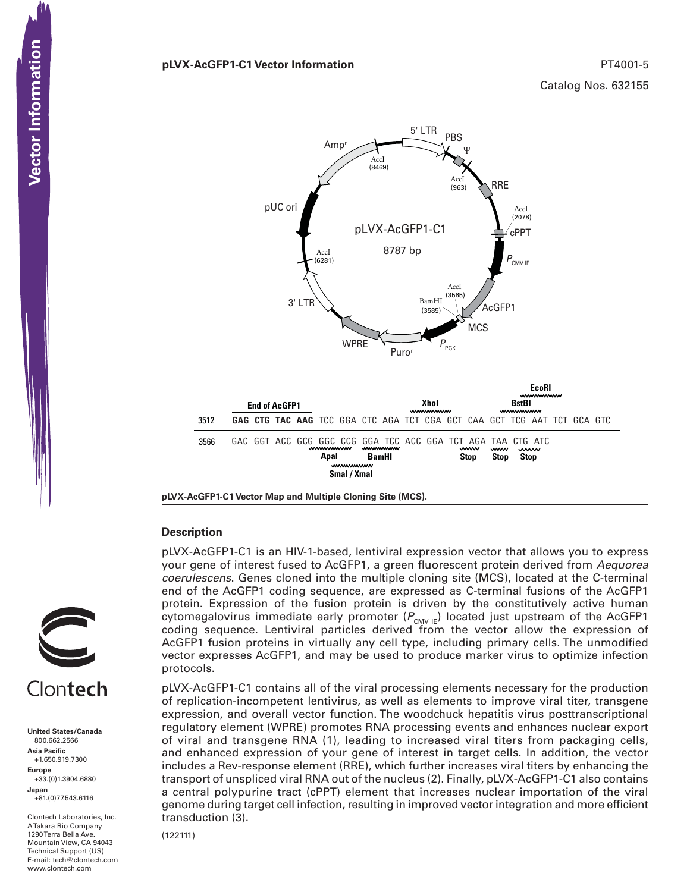**pLVX-AcGFP1-C1 Vector Information**

PT4001-5

Catalog Nos. 632155

```
                                                                    EcoRI
                 End of AcGFP1                   XhoI           BstBI
3512    GAG CTG TAC AAG TCC GGA CTC AGA TCT CGA GCT CAA GCT TCG AAT TCT GCA GTC

3566    GAC GGT ACC GCG GGC CCG GGA TCC ACC GGA TCT AGA TAA CTG ATC
                        ApaI     BamHI            Stop  Stop Stop
                        SmaI / XmaI
```

**pLVX-AcGFP1-C1 Vector Map and Multiple Cloning Site (MCS).**

## Description

pLVX-AcGFP1-C1 is an HIV-1-based, lentiviral expression vector that allows you to express your gene of interest fused to AcGFP1, a green fluorescent protein derived from *Aequorea coerulescens*. Genes cloned into the multiple cloning site (MCS), located at the C-terminal end of the AcGFP1 coding sequence, are expressed as C-terminal fusions of the AcGFP1 protein. Expression of the fusion protein is driven by the constitutively active human cytomegalovirus immediate early promoter ($P_{CMV\ IE}$) located just upstream of the AcGFP1 coding sequence. Lentiviral particles derived from the vector allow the expression of AcGFP1 fusion proteins in virtually any cell type, including primary cells. The unmodified vector expresses AcGFP1, and may be used to produce marker virus to optimize infection protocols.

pLVX-AcGFP1-C1 contains all of the viral processing elements necessary for the production of replication-incompetent lentivirus, as well as elements to improve viral titer, transgene expression, and overall vector function. The woodchuck hepatitis virus posttranscriptional regulatory element (WPRE) promotes RNA processing events and enhances nuclear export of viral and transgene RNA (1), leading to increased viral titers from packaging cells, and enhanced expression of your gene of interest in target cells. In addition, the vector includes a Rev-response element (RRE), which further increases viral titers by enhancing the transport of unspliced viral RNA out of the nucleus (2). Finally, pLVX-AcGFP1-C1 also contains a central polypurine tract (cPPT) element that increases nuclear importation of the viral genome during target cell infection, resulting in improved vector integration and more efficient transduction (3).

(122111)

**United States/Canada**
800.662.2566
**Asia Pacific**
+1.650.919.7300
**Europe**
+33.(0)1.3904.6880
**Japan**
+81.(0)77.543.6116

Clontech Laboratories, Inc.
A Takara Bio Company
1290 Terra Bella Ave.
Mountain View, CA 94043
Technical Support (US)
E-mail: tech@clontech.com
www.clontech.com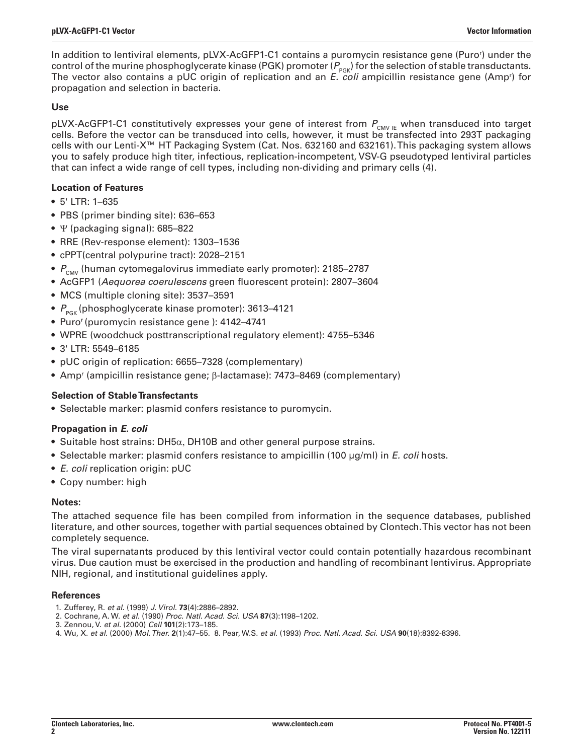In addition to lentiviral elements, pLVX-AcGFP1-C1 contains a puromycin resistance gene (Puro$^r$) under the control of the murine phosphoglycerate kinase (PGK) promoter ($P_{PGK}$) for the selection of stable transductants. The vector also contains a pUC origin of replication and an *E. coli* ampicillin resistance gene (Amp$^r$) for propagation and selection in bacteria.

### Use

pLVX-AcGFP1-C1 constitutively expresses your gene of interest from $P_{CMV\ IE}$ when transduced into target cells. Before the vector can be transduced into cells, however, it must be transfected into 293T packaging cells with our Lenti-X™ HT Packaging System (Cat. Nos. 632160 and 632161). This packaging system allows you to safely produce high titer, infectious, replication-incompetent, VSV-G pseudotyped lentiviral particles that can infect a wide range of cell types, including non-dividing and primary cells (4).

### Location of Features

- 5' LTR: 1–635
- PBS (primer binding site): 636–653
- Ψ (packaging signal): 685–822
- RRE (Rev-response element): 1303–1536
- cPPT(central polypurine tract): 2028–2151
- $P_{CMV}$ (human cytomegalovirus immediate early promoter): 2185–2787
- AcGFP1 (*Aequorea coerulescens* green fluorescent protein): 2807–3604
- MCS (multiple cloning site): 3537–3591
- $P_{PGK}$ (phosphoglycerate kinase promoter): 3613–4121
- Puro$^r$ (puromycin resistance gene ): 4142–4741
- WPRE (woodchuck posttranscriptional regulatory element): 4755–5346
- 3' LTR: 5549–6185
- pUC origin of replication: 6655–7328 (complementary)
- Amp$^r$ (ampicillin resistance gene; β-lactamase): 7473–8469 (complementary)

### Selection of Stable Transfectants

- Selectable marker: plasmid confers resistance to puromycin.

### Propagation in *E. coli*

- Suitable host strains: DH5α, DH10B and other general purpose strains.
- Selectable marker: plasmid confers resistance to ampicillin (100 μg/ml) in *E. coli* hosts.
- *E. coli* replication origin: pUC
- Copy number: high

### Notes:

The attached sequence file has been compiled from information in the sequence databases, published literature, and other sources, together with partial sequences obtained by Clontech. This vector has not been completely sequence.

The viral supernatants produced by this lentiviral vector could contain potentially hazardous recombinant virus. Due caution must be exercised in the production and handling of recombinant lentivirus. Appropriate NIH, regional, and institutional guidelines apply.

### References

1. Zufferey, R. *et al.* (1999) *J. Virol.* **73**(4):2886–2892.
2. Cochrane, A. W. *et al.* (1990) *Proc. Natl. Acad. Sci. USA* **87**(3):1198–1202.
3. Zennou, V. *et al.* (2000) *Cell* **101**(2):173–185.
4. Wu, X. *et al.* (2000) *Mol. Ther.* **2**(1):47–55. 8. Pear, W.S. *et al.* (1993) *Proc. Natl. Acad. Sci. USA* **90**(18):8392-8396.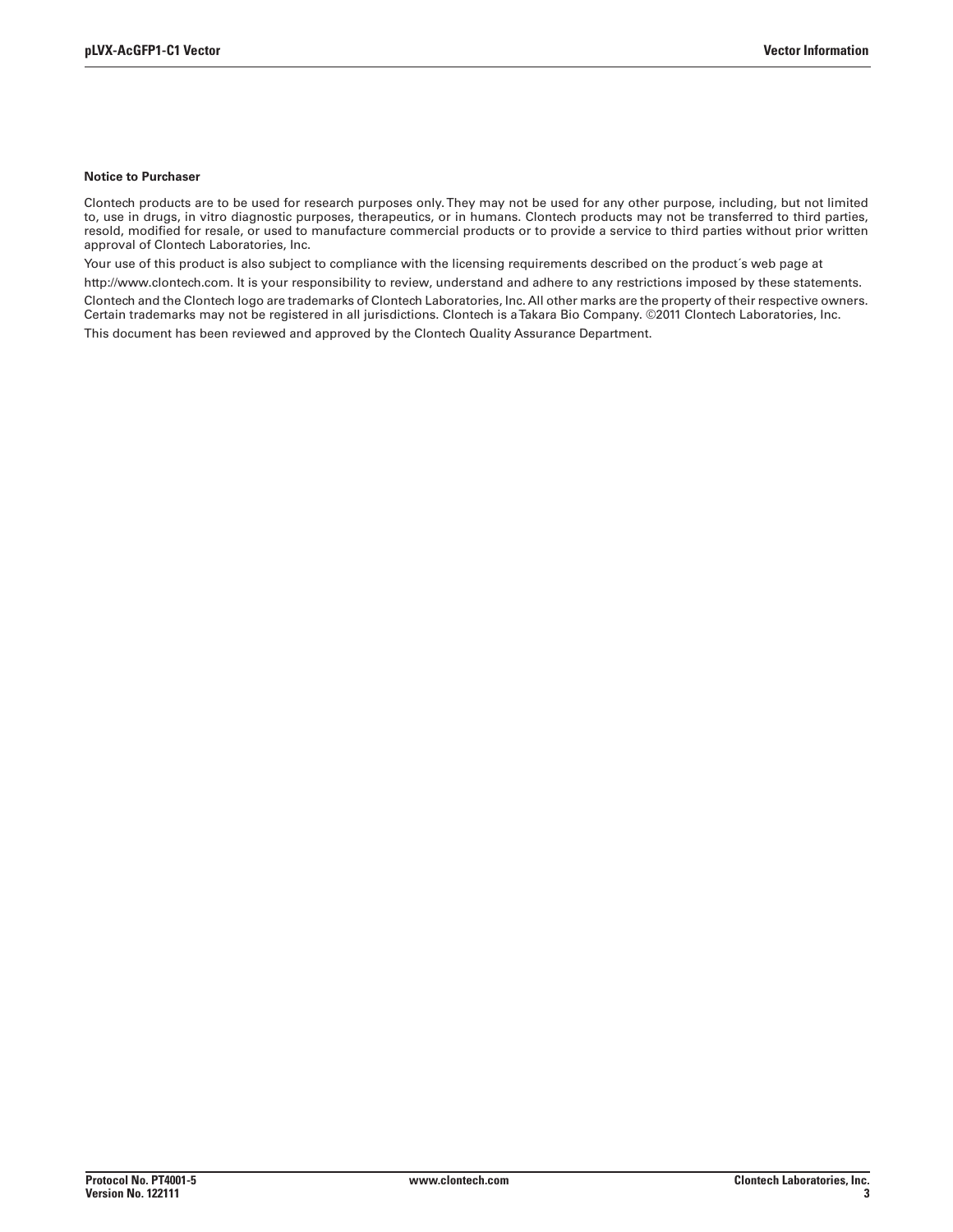**Notice to Purchaser**

Clontech products are to be used for research purposes only. They may not be used for any other purpose, including, but not limited to, use in drugs, in vitro diagnostic purposes, therapeutics, or in humans. Clontech products may not be transferred to third parties, resold, modified for resale, or used to manufacture commercial products or to provide a service to third parties without prior written approval of Clontech Laboratories, Inc.

Your use of this product is also subject to compliance with the licensing requirements described on the product´s web page at

http://www.clontech.com. It is your responsibility to review, understand and adhere to any restrictions imposed by these statements.

Clontech and the Clontech logo are trademarks of Clontech Laboratories, Inc. All other marks are the property of their respective owners. Certain trademarks may not be registered in all jurisdictions. Clontech is a Takara Bio Company. ©2011 Clontech Laboratories, Inc.

This document has been reviewed and approved by the Clontech Quality Assurance Department.